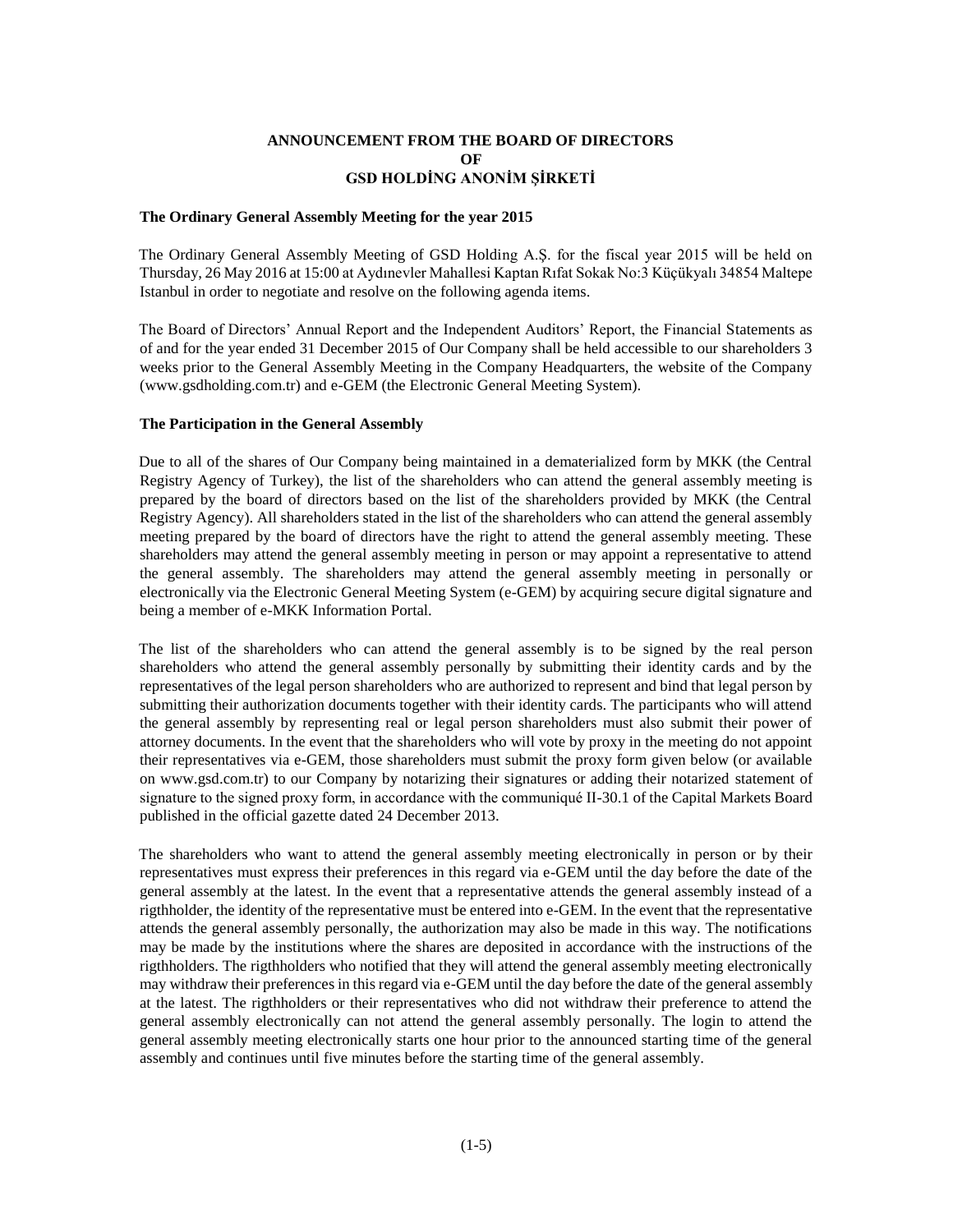**ANNOUNCEMENT FROM THE BOARD OF DIRECTORS**
**OF**
**GSD HOLDİNG ANONİM ŞİRKETİ**

**The Ordinary General Assembly Meeting for the year 2015**

The Ordinary General Assembly Meeting of GSD Holding A.Ş. for the fiscal year 2015 will be held on Thursday, 26 May 2016 at 15:00 at Aydınevler Mahallesi Kaptan Rıfat Sokak No:3 Küçükyalı 34854 Maltepe Istanbul in order to negotiate and resolve on the following agenda items.

The Board of Directors' Annual Report and the Independent Auditors' Report, the Financial Statements as of and for the year ended 31 December 2015 of Our Company shall be held accessible to our shareholders 3 weeks prior to the General Assembly Meeting in the Company Headquarters, the website of the Company (www.gsdholding.com.tr) and e-GEM (the Electronic General Meeting System).

**The Participation in the General Assembly**

Due to all of the shares of Our Company being maintained in a dematerialized form by MKK (the Central Registry Agency of Turkey), the list of the shareholders who can attend the general assembly meeting is prepared by the board of directors based on the list of the shareholders provided by MKK (the Central Registry Agency). All shareholders stated in the list of the shareholders who can attend the general assembly meeting prepared by the board of directors have the right to attend the general assembly meeting. These shareholders may attend the general assembly meeting in person or may appoint a representative to attend the general assembly. The shareholders may attend the general assembly meeting in personally or electronically via the Electronic General Meeting System (e-GEM) by acquiring secure digital signature and being a member of e-MKK Information Portal.

The list of the shareholders who can attend the general assembly is to be signed by the real person shareholders who attend the general assembly personally by submitting their identity cards and by the representatives of the legal person shareholders who are authorized to represent and bind that legal person by submitting their authorization documents together with their identity cards. The participants who will attend the general assembly by representing real or legal person shareholders must also submit their power of attorney documents. In the event that the shareholders who will vote by proxy in the meeting do not appoint their representatives via e-GEM, those shareholders must submit the proxy form given below (or available on www.gsd.com.tr) to our Company by notarizing their signatures or adding their notarized statement of signature to the signed proxy form, in accordance with the communiqué II-30.1 of the Capital Markets Board published in the official gazette dated 24 December 2013.

The shareholders who want to attend the general assembly meeting electronically in person or by their representatives must express their preferences in this regard via e-GEM until the day before the date of the general assembly at the latest. In the event that a representative attends the general assembly instead of a rigthholder, the identity of the representative must be entered into e-GEM. In the event that the representative attends the general assembly personally, the authorization may also be made in this way. The notifications may be made by the institutions where the shares are deposited in accordance with the instructions of the rigthholders. The rigthholders who notified that they will attend the general assembly meeting electronically may withdraw their preferences in this regard via e-GEM until the day before the date of the general assembly at the latest. The rigthholders or their representatives who did not withdraw their preference to attend the general assembly electronically can not attend the general assembly personally. The login to attend the general assembly meeting electronically starts one hour prior to the announced starting time of the general assembly and continues until five minutes before the starting time of the general assembly.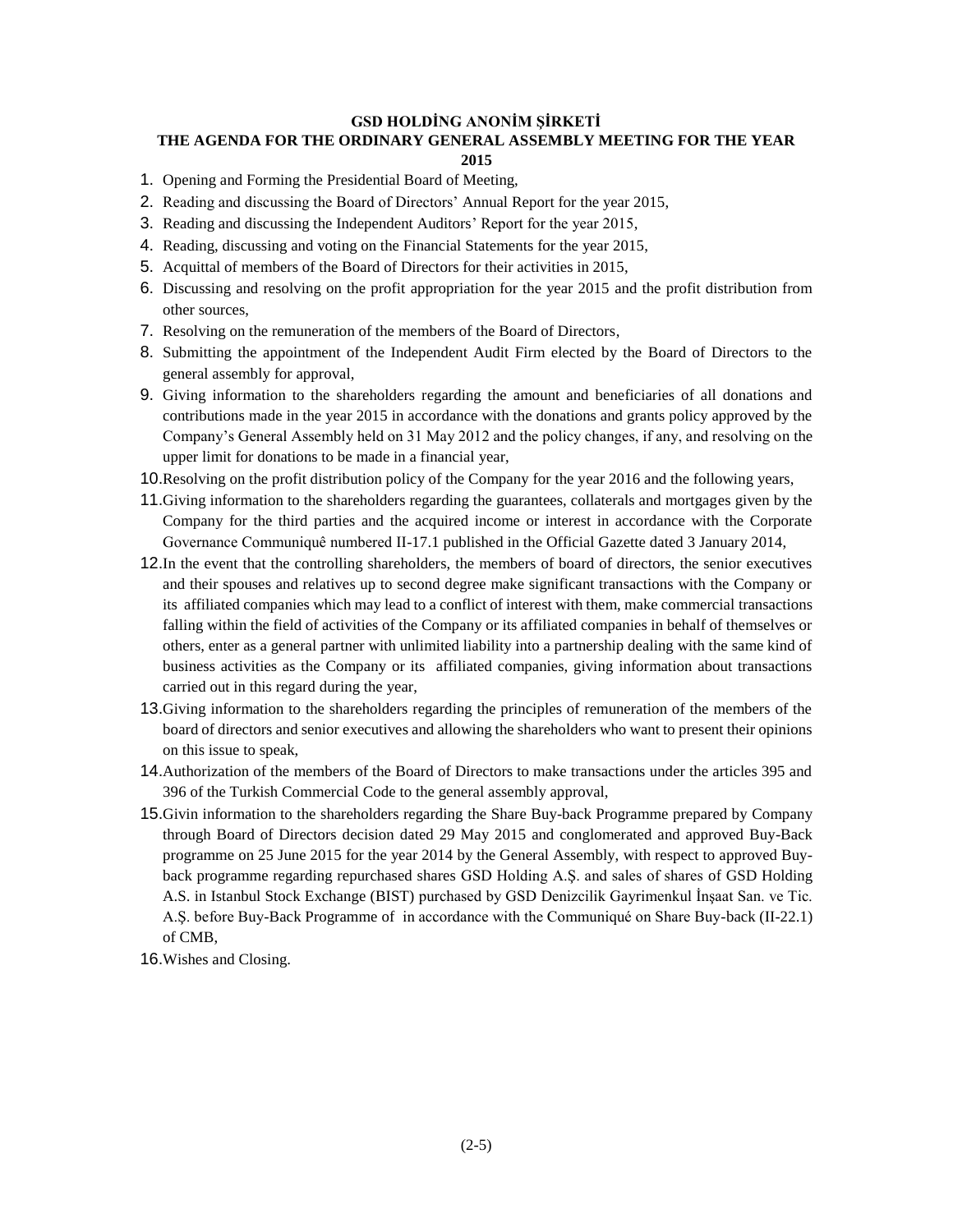# GSD HOLDİNG ANONİM ŞİRKETİ

## THE AGENDA FOR THE ORDINARY GENERAL ASSEMBLY MEETING FOR THE YEAR 2015

1. Opening and Forming the Presidential Board of Meeting,
2. Reading and discussing the Board of Directors' Annual Report for the year 2015,
3. Reading and discussing the Independent Auditors' Report for the year 2015,
4. Reading, discussing and voting on the Financial Statements for the year 2015,
5. Acquittal of members of the Board of Directors for their activities in 2015,
6. Discussing and resolving on the profit appropriation for the year 2015 and the profit distribution from other sources,
7. Resolving on the remuneration of the members of the Board of Directors,
8. Submitting the appointment of the Independent Audit Firm elected by the Board of Directors to the general assembly for approval,
9. Giving information to the shareholders regarding the amount and beneficiaries of all donations and contributions made in the year 2015 in accordance with the donations and grants policy approved by the Company's General Assembly held on 31 May 2012 and the policy changes, if any, and resolving on the upper limit for donations to be made in a financial year,
10. Resolving on the profit distribution policy of the Company for the year 2016 and the following years,
11. Giving information to the shareholders regarding the guarantees, collaterals and mortgages given by the Company for the third parties and the acquired income or interest in accordance with the Corporate Governance Communiquê numbered II-17.1 published in the Official Gazette dated 3 January 2014,
12. In the event that the controlling shareholders, the members of board of directors, the senior executives and their spouses and relatives up to second degree make significant transactions with the Company or its affiliated companies which may lead to a conflict of interest with them, make commercial transactions falling within the field of activities of the Company or its affiliated companies in behalf of themselves or others, enter as a general partner with unlimited liability into a partnership dealing with the same kind of business activities as the Company or its affiliated companies, giving information about transactions carried out in this regard during the year,
13. Giving information to the shareholders regarding the principles of remuneration of the members of the board of directors and senior executives and allowing the shareholders who want to present their opinions on this issue to speak,
14. Authorization of the members of the Board of Directors to make transactions under the articles 395 and 396 of the Turkish Commercial Code to the general assembly approval,
15. Givin information to the shareholders regarding the Share Buy-back Programme prepared by Company through Board of Directors decision dated 29 May 2015 and conglomerated and approved Buy-Back programme on 25 June 2015 for the year 2014 by the General Assembly, with respect to approved Buy-back programme regarding repurchased shares GSD Holding A.Ş. and sales of shares of GSD Holding A.S. in Istanbul Stock Exchange (BIST) purchased by GSD Denizcilik Gayrimenkul İnşaat San. ve Tic. A.Ş. before Buy-Back Programme of in accordance with the Communiqué on Share Buy-back (II-22.1) of CMB,
16. Wishes and Closing.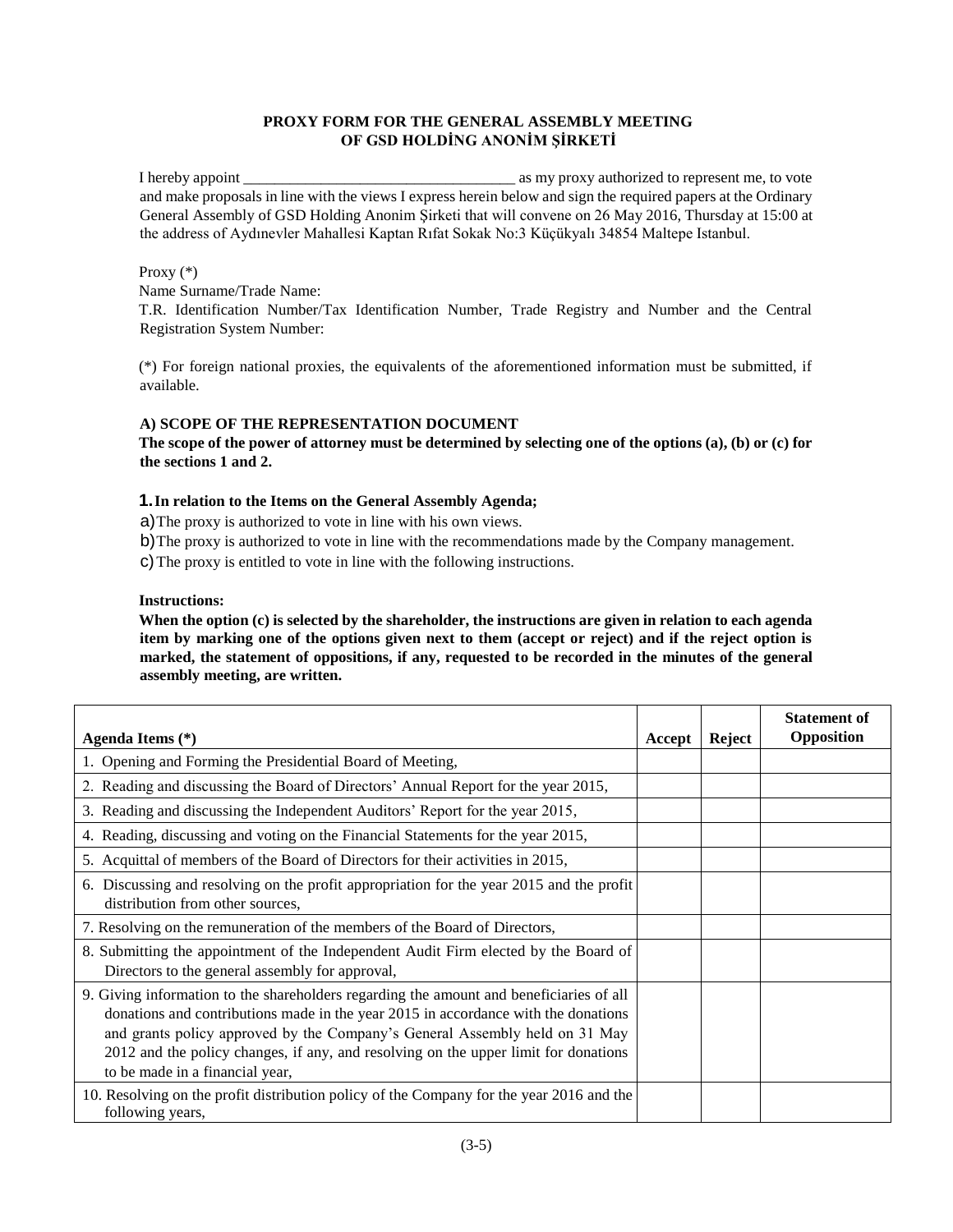**PROXY FORM FOR THE GENERAL ASSEMBLY MEETING OF GSD HOLDİNG ANONİM ŞİRKETİ**

I hereby appoint ___________________________________ as my proxy authorized to represent me, to vote and make proposals in line with the views I express herein below and sign the required papers at the Ordinary General Assembly of GSD Holding Anonim Şirketi that will convene on 26 May 2016, Thursday at 15:00 at the address of Aydınevler Mahallesi Kaptan Rıfat Sokak No:3 Küçükyalı 34854 Maltepe Istanbul.

Proxy (*)

Name Surname/Trade Name:

T.R. Identification Number/Tax Identification Number, Trade Registry and Number and the Central Registration System Number:

(*) For foreign national proxies, the equivalents of the aforementioned information must be submitted, if available.

**A) SCOPE OF THE REPRESENTATION DOCUMENT**

**The scope of the power of attorney must be determined by selecting one of the options (a), (b) or (c) for the sections 1 and 2.**

**1. In relation to the Items on the General Assembly Agenda;**

a) The proxy is authorized to vote in line with his own views.

b) The proxy is authorized to vote in line with the recommendations made by the Company management.

c) The proxy is entitled to vote in line with the following instructions.

**Instructions:**

**When the option (c) is selected by the shareholder, the instructions are given in relation to each agenda item by marking one of the options given next to them (accept or reject) and if the reject option is marked, the statement of oppositions, if any, requested to be recorded in the minutes of the general assembly meeting, are written.**

| Agenda Items (*) | Accept | Reject | Statement of Opposition |
|---|---|---|---|
| 1. Opening and Forming the Presidential Board of Meeting, | | | |
| 2. Reading and discussing the Board of Directors' Annual Report for the year 2015, | | | |
| 3. Reading and discussing the Independent Auditors' Report for the year 2015, | | | |
| 4. Reading, discussing and voting on the Financial Statements for the year 2015, | | | |
| 5. Acquittal of members of the Board of Directors for their activities in 2015, | | | |
| 6. Discussing and resolving on the profit appropriation for the year 2015 and the profit distribution from other sources, | | | |
| 7. Resolving on the remuneration of the members of the Board of Directors, | | | |
| 8. Submitting the appointment of the Independent Audit Firm elected by the Board of Directors to the general assembly for approval, | | | |
| 9. Giving information to the shareholders regarding the amount and beneficiaries of all donations and contributions made in the year 2015 in accordance with the donations and grants policy approved by the Company's General Assembly held on 31 May 2012 and the policy changes, if any, and resolving on the upper limit for donations to be made in a financial year, | | | |
| 10. Resolving on the profit distribution policy of the Company for the year 2016 and the following years, | | | |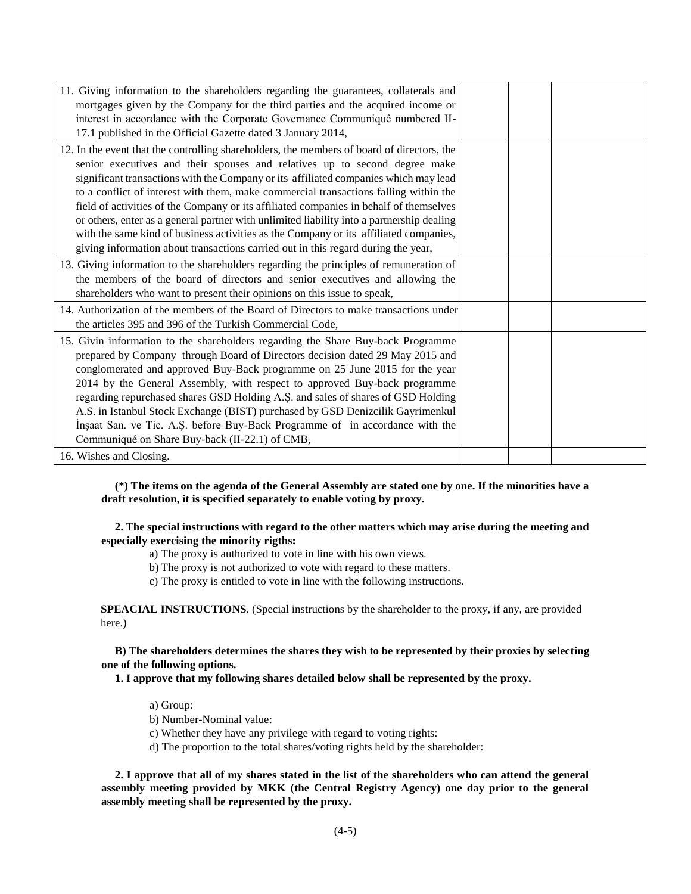| | | | |
|---|---|---|---|
| 11. Giving information to the shareholders regarding the guarantees, collaterals and mortgages given by the Company for the third parties and the acquired income or interest in accordance with the Corporate Governance Communiquê numbered II-17.1 published in the Official Gazette dated 3 January 2014, | | | |
| 12. In the event that the controlling shareholders, the members of board of directors, the senior executives and their spouses and relatives up to second degree make significant transactions with the Company or its affiliated companies which may lead to a conflict of interest with them, make commercial transactions falling within the field of activities of the Company or its affiliated companies in behalf of themselves or others, enter as a general partner with unlimited liability into a partnership dealing with the same kind of business activities as the Company or its affiliated companies, giving information about transactions carried out in this regard during the year, | | | |
| 13. Giving information to the shareholders regarding the principles of remuneration of the members of the board of directors and senior executives and allowing the shareholders who want to present their opinions on this issue to speak, | | | |
| 14. Authorization of the members of the Board of Directors to make transactions under the articles 395 and 396 of the Turkish Commercial Code, | | | |
| 15. Givin information to the shareholders regarding the Share Buy-back Programme prepared by Company through Board of Directors decision dated 29 May 2015 and conglomerated and approved Buy-Back programme on 25 June 2015 for the year 2014 by the General Assembly, with respect to approved Buy-back programme regarding repurchased shares GSD Holding A.Ş. and sales of shares of GSD Holding A.S. in Istanbul Stock Exchange (BIST) purchased by GSD Denizcilik Gayrimenkul İnşaat San. ve Tic. A.Ş. before Buy-Back Programme of in accordance with the Communiqué on Share Buy-back (II-22.1) of CMB, | | | |
| 16. Wishes and Closing. | | | |

**(\*) The items on the agenda of the General Assembly are stated one by one. If the minorities have a draft resolution, it is specified separately to enable voting by proxy.**

**2. The special instructions with regard to the other matters which may arise during the meeting and especially exercising the minority rigths:**

a) The proxy is authorized to vote in line with his own views.

b) The proxy is not authorized to vote with regard to these matters.

c) The proxy is entitled to vote in line with the following instructions.

**SPEACIAL INSTRUCTIONS**. (Special instructions by the shareholder to the proxy, if any, are provided here.)

**B) The shareholders determines the shares they wish to be represented by their proxies by selecting one of the following options.**

**1. I approve that my following shares detailed below shall be represented by the proxy.**

a) Group:

b) Number-Nominal value:

c) Whether they have any privilege with regard to voting rights:

d) The proportion to the total shares/voting rights held by the shareholder:

**2. I approve that all of my shares stated in the list of the shareholders who can attend the general assembly meeting provided by MKK (the Central Registry Agency) one day prior to the general assembly meeting shall be represented by the proxy.**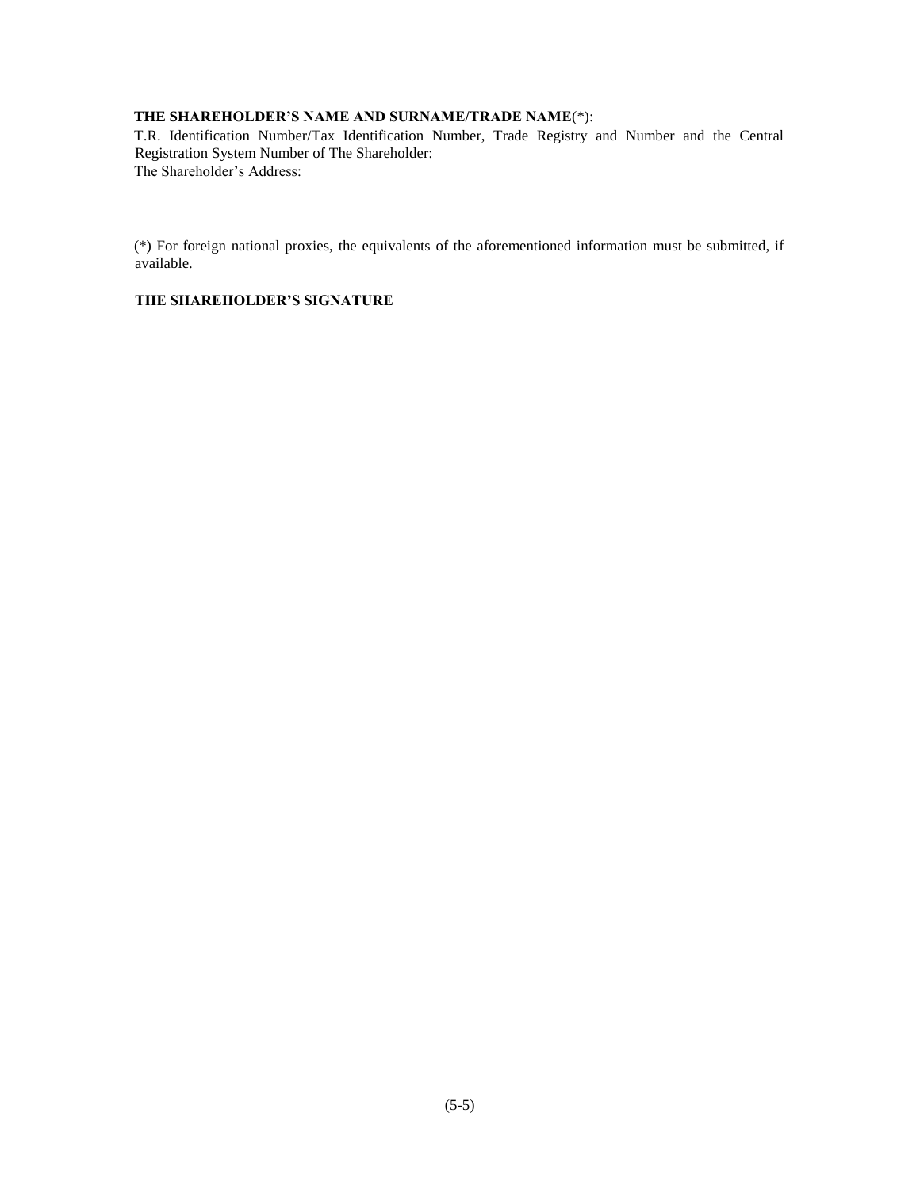**THE SHAREHOLDER'S NAME AND SURNAME/TRADE NAME**(*):
T.R. Identification Number/Tax Identification Number, Trade Registry and Number and the Central Registration System Number of The Shareholder:
The Shareholder's Address:

(*) For foreign national proxies, the equivalents of the aforementioned information must be submitted, if available.

**THE SHAREHOLDER'S SIGNATURE**